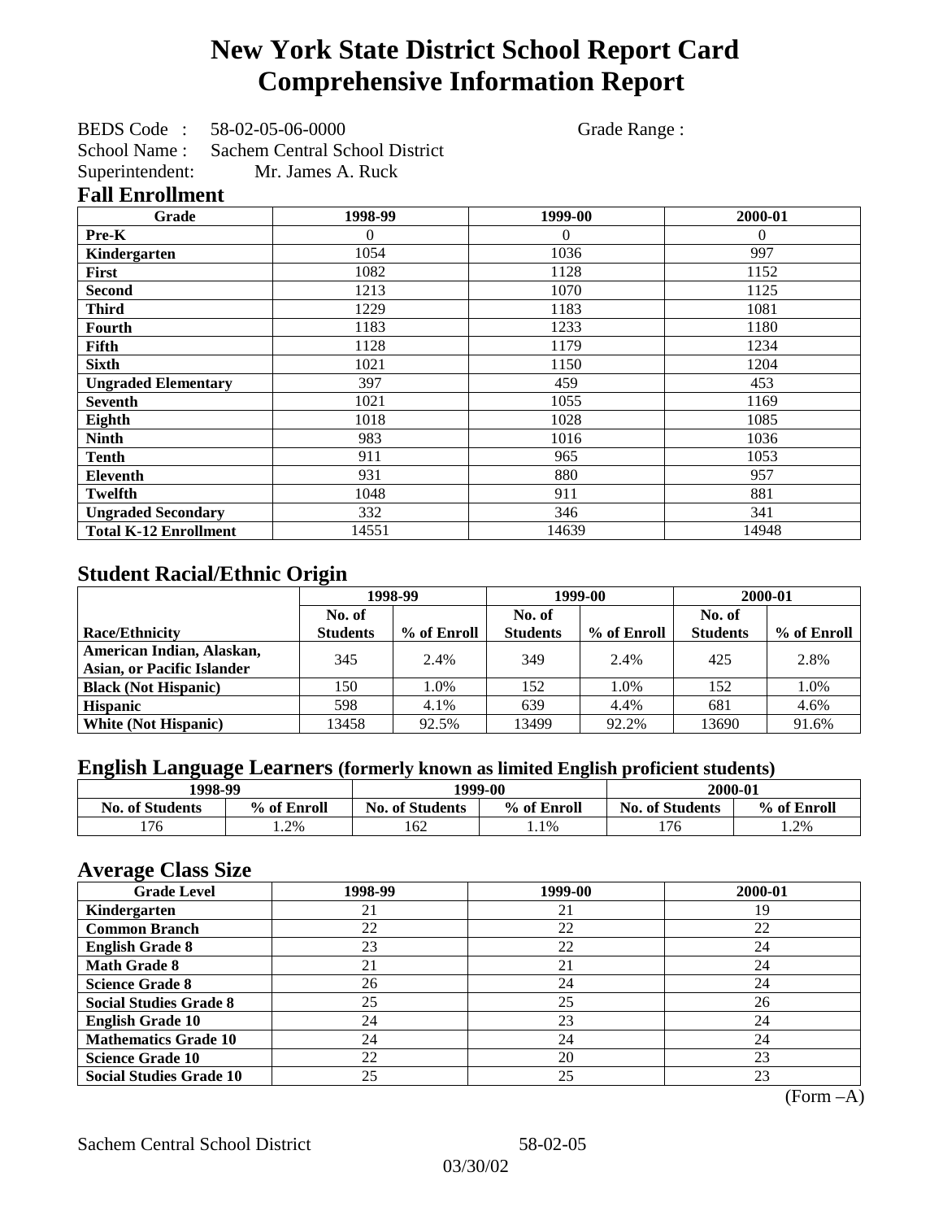# New York State District School Report Card Comprehensive Information Report

BEDS Code : 58-02-05-06-0000 Grade Range :

School Name : Sachem Central School District

Superintendent: Mr. James A. Ruck

## Fall Enrollment

| Grade | 1998-99 | 1999-00 | 2000-01 |
|---|---|---|---|
| Pre-K | 0 | 0 | 0 |
| Kindergarten | 1054 | 1036 | 997 |
| First | 1082 | 1128 | 1152 |
| Second | 1213 | 1070 | 1125 |
| Third | 1229 | 1183 | 1081 |
| Fourth | 1183 | 1233 | 1180 |
| Fifth | 1128 | 1179 | 1234 |
| Sixth | 1021 | 1150 | 1204 |
| Ungraded Elementary | 397 | 459 | 453 |
| Seventh | 1021 | 1055 | 1169 |
| Eighth | 1018 | 1028 | 1085 |
| Ninth | 983 | 1016 | 1036 |
| Tenth | 911 | 965 | 1053 |
| Eleventh | 931 | 880 | 957 |
| Twelfth | 1048 | 911 | 881 |
| Ungraded Secondary | 332 | 346 | 341 |
| Total K-12 Enrollment | 14551 | 14639 | 14948 |

## Student Racial/Ethnic Origin

| | 1998-99 | | 1999-00 | | 2000-01 | |
|---|---|---|---|---|---|---|
| Race/Ethnicity | No. of Students | % of Enroll | No. of Students | % of Enroll | No. of Students | % of Enroll |
| American Indian, Alaskan, Asian, or Pacific Islander | 345 | 2.4% | 349 | 2.4% | 425 | 2.8% |
| Black (Not Hispanic) | 150 | 1.0% | 152 | 1.0% | 152 | 1.0% |
| Hispanic | 598 | 4.1% | 639 | 4.4% | 681 | 4.6% |
| White (Not Hispanic) | 13458 | 92.5% | 13499 | 92.2% | 13690 | 91.6% |

## English Language Learners (formerly known as limited English proficient students)

| 1998-99 | | 1999-00 | | 2000-01 | |
|---|---|---|---|---|---|
| No. of Students | % of Enroll | No. of Students | % of Enroll | No. of Students | % of Enroll |
| 176 | 1.2% | 162 | 1.1% | 176 | 1.2% |

## Average Class Size

| Grade Level | 1998-99 | 1999-00 | 2000-01 |
|---|---|---|---|
| Kindergarten | 21 | 21 | 19 |
| Common Branch | 22 | 22 | 22 |
| English Grade 8 | 23 | 22 | 24 |
| Math Grade 8 | 21 | 21 | 24 |
| Science Grade 8 | 26 | 24 | 24 |
| Social Studies Grade 8 | 25 | 25 | 26 |
| English Grade 10 | 24 | 23 | 24 |
| Mathematics Grade 10 | 24 | 24 | 24 |
| Science Grade 10 | 22 | 20 | 23 |
| Social Studies Grade 10 | 25 | 25 | 23 |

(Form –A)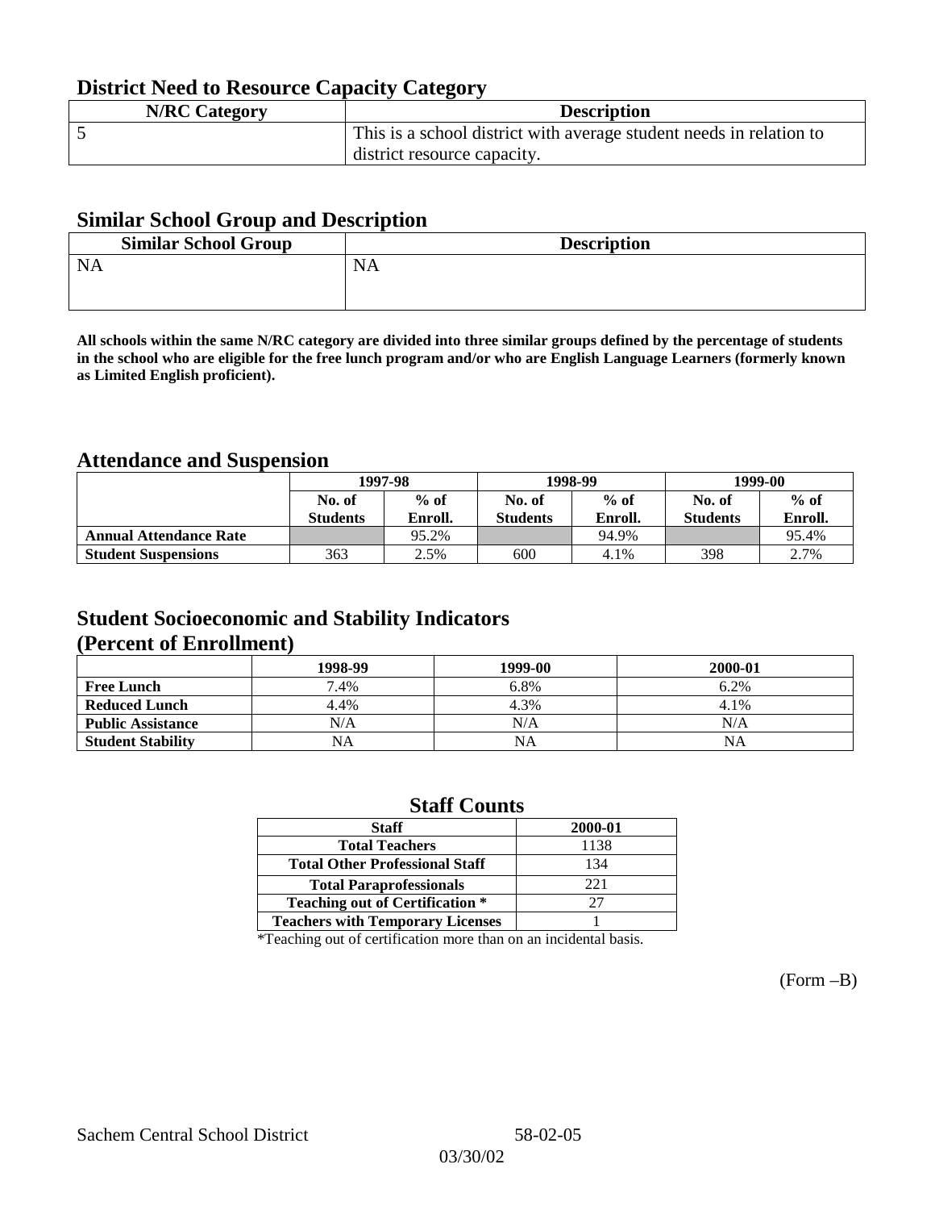## District Need to Resource Capacity Category

| N/RC Category | Description |
| --- | --- |
| 5 | This is a school district with average student needs in relation to district resource capacity. |

## Similar School Group and Description

| Similar School Group | Description |
| --- | --- |
| NA | NA |

**All schools within the same N/RC category are divided into three similar groups defined by the percentage of students in the school who are eligible for the free lunch program and/or who are English Language Learners (formerly known as Limited English proficient).**

## Attendance and Suspension

| | 1997-98 | | 1998-99 | | 1999-00 | |
| --- | --- | --- | --- | --- | --- | --- |
| | No. of Students | % of Enroll. | No. of Students | % of Enroll. | No. of Students | % of Enroll. |
| **Annual Attendance Rate** | | 95.2% | | 94.9% | | 95.4% |
| **Student Suspensions** | 363 | 2.5% | 600 | 4.1% | 398 | 2.7% |

## Student Socioeconomic and Stability Indicators (Percent of Enrollment)

| | 1998-99 | 1999-00 | 2000-01 |
| --- | --- | --- | --- |
| **Free Lunch** | 7.4% | 6.8% | 6.2% |
| **Reduced Lunch** | 4.4% | 4.3% | 4.1% |
| **Public Assistance** | N/A | N/A | N/A |
| **Student Stability** | NA | NA | NA |

## Staff Counts

| Staff | 2000-01 |
| --- | --- |
| Total Teachers | 1138 |
| Total Other Professional Staff | 134 |
| Total Paraprofessionals | 221 |
| Teaching out of Certification * | 27 |
| Teachers with Temporary Licenses | 1 |

*Teaching out of certification more than on an incidental basis.

(Form –B)

Sachem Central School District 58-02-05

03/30/02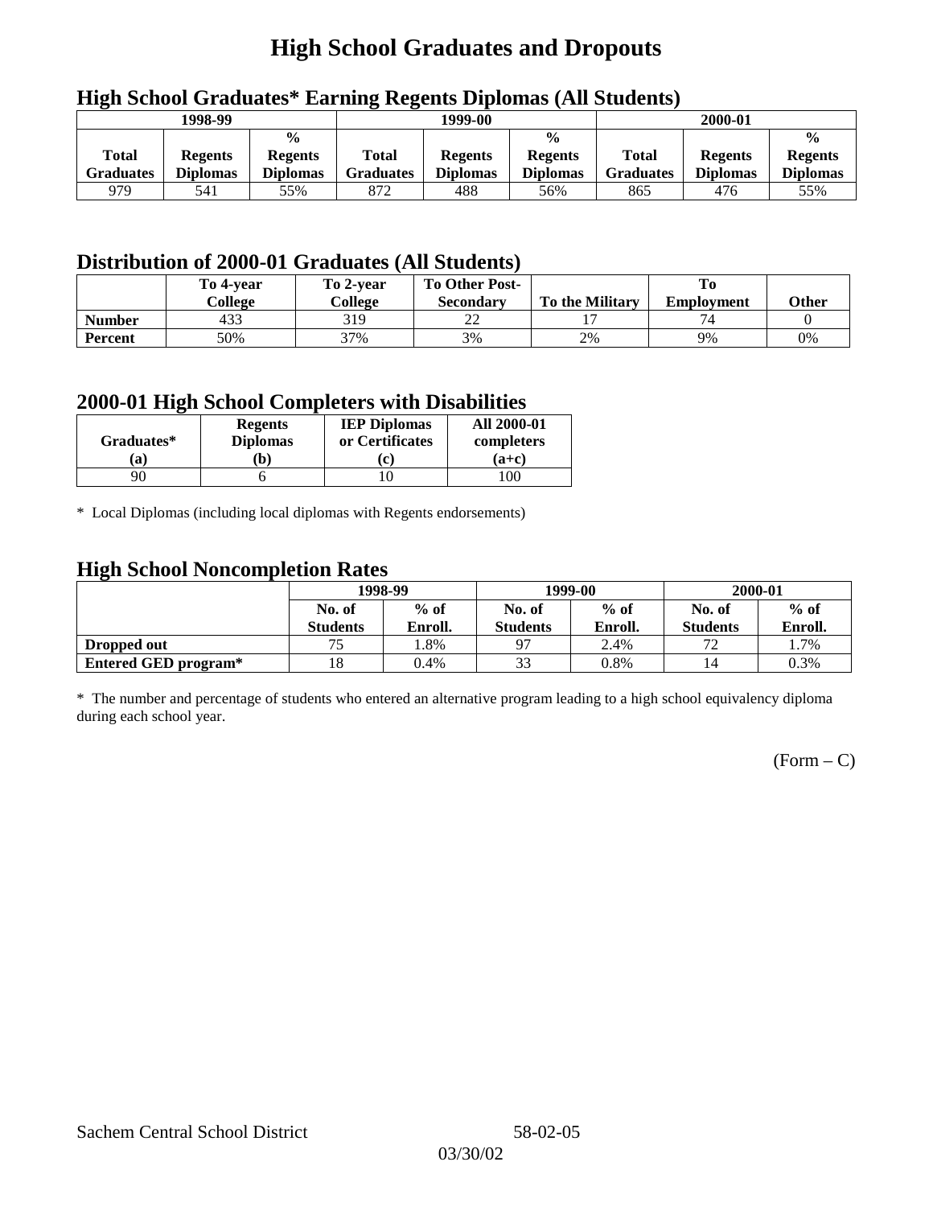# High School Graduates and Dropouts

## High School Graduates* Earning Regents Diplomas (All Students)

| 1998-99 | | | 1999-00 | | | 2000-01 | | |
|---|---|---|---|---|---|---|---|---|
| Total Graduates | Regents Diplomas | % Regents Diplomas | Total Graduates | Regents Diplomas | % Regents Diplomas | Total Graduates | Regents Diplomas | % Regents Diplomas |
| 979 | 541 | 55% | 872 | 488 | 56% | 865 | 476 | 55% |

## Distribution of 2000-01 Graduates (All Students)

| | To 4-year College | To 2-year College | To Other Post-Secondary | To the Military | To Employment | Other |
|---|---|---|---|---|---|---|
| **Number** | 433 | 319 | 22 | 17 | 74 | 0 |
| **Percent** | 50% | 37% | 3% | 2% | 9% | 0% |

## 2000-01 High School Completers with Disabilities

| Graduates* (a) | Regents Diplomas (b) | IEP Diplomas or Certificates (c) | All 2000-01 completers (a+c) |
|---|---|---|---|
| 90 | 6 | 10 | 100 |

\* Local Diplomas (including local diplomas with Regents endorsements)

## High School Noncompletion Rates

| | 1998-99 | | 1999-00 | | 2000-01 | |
|---|---|---|---|---|---|---|
| | No. of Students | % of Enroll. | No. of Students | % of Enroll. | No. of Students | % of Enroll. |
| **Dropped out** | 75 | 1.8% | 97 | 2.4% | 72 | 1.7% |
| **Entered GED program*** | 18 | 0.4% | 33 | 0.8% | 14 | 0.3% |

\* The number and percentage of students who entered an alternative program leading to a high school equivalency diploma during each school year.

(Form – C)

Sachem Central School District 58-02-05

03/30/02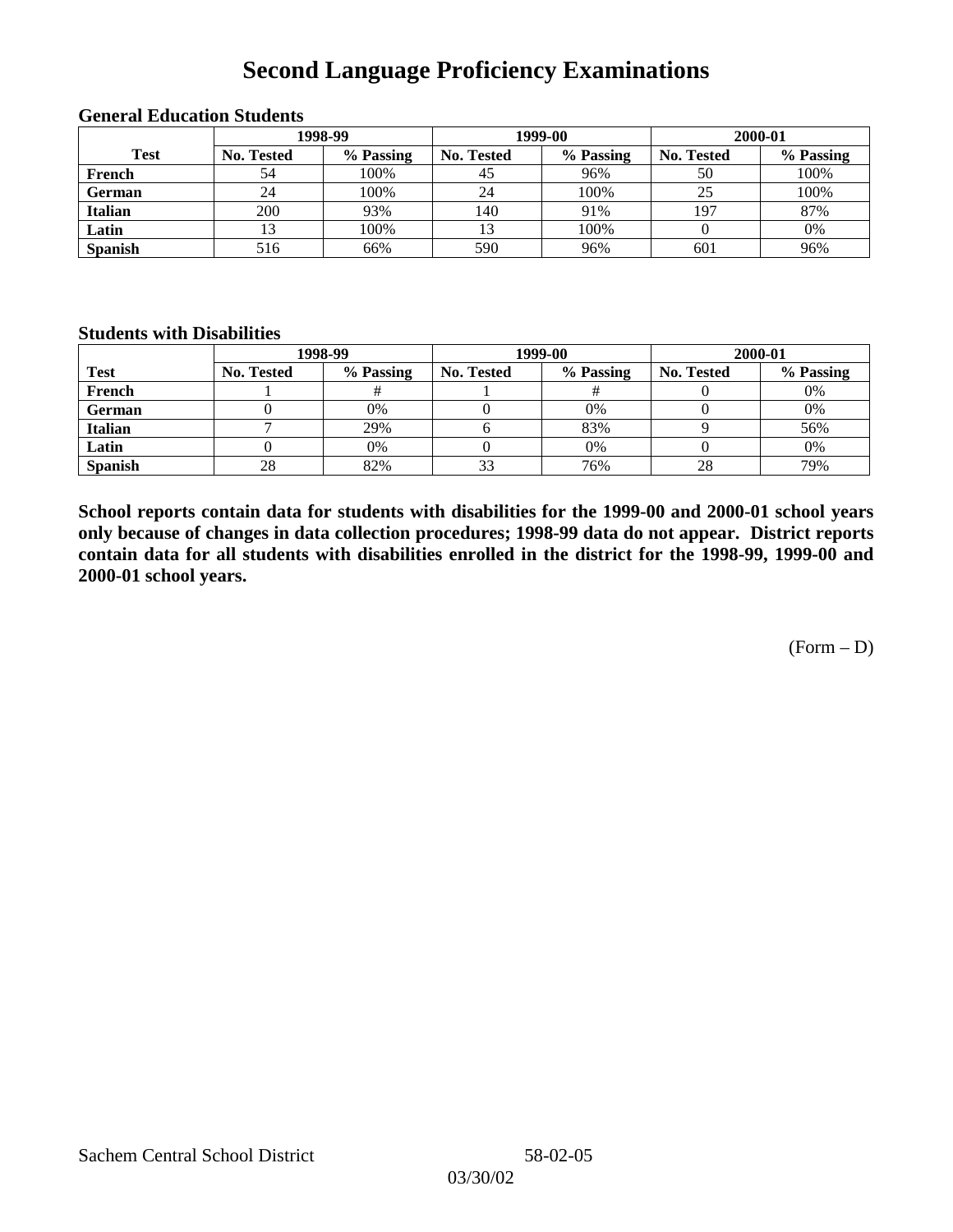# Second Language Proficiency Examinations

### General Education Students

| Test | 1998-99 | | 1999-00 | | 2000-01 | |
|---|---|---|---|---|---|---|
| | No. Tested | % Passing | No. Tested | % Passing | No. Tested | % Passing |
| French | 54 | 100% | 45 | 96% | 50 | 100% |
| German | 24 | 100% | 24 | 100% | 25 | 100% |
| Italian | 200 | 93% | 140 | 91% | 197 | 87% |
| Latin | 13 | 100% | 13 | 100% | 0 | 0% |
| Spanish | 516 | 66% | 590 | 96% | 601 | 96% |

### Students with Disabilities

| Test | 1998-99 | | 1999-00 | | 2000-01 | |
|---|---|---|---|---|---|---|
| | No. Tested | % Passing | No. Tested | % Passing | No. Tested | % Passing |
| French | 1 | # | 1 | # | 0 | 0% |
| German | 0 | 0% | 0 | 0% | 0 | 0% |
| Italian | 7 | 29% | 6 | 83% | 9 | 56% |
| Latin | 0 | 0% | 0 | 0% | 0 | 0% |
| Spanish | 28 | 82% | 33 | 76% | 28 | 79% |

**School reports contain data for students with disabilities for the 1999-00 and 2000-01 school years only because of changes in data collection procedures; 1998-99 data do not appear. District reports contain data for all students with disabilities enrolled in the district for the 1998-99, 1999-00 and 2000-01 school years.**

(Form – D)

Sachem Central School District 58-02-05

03/30/02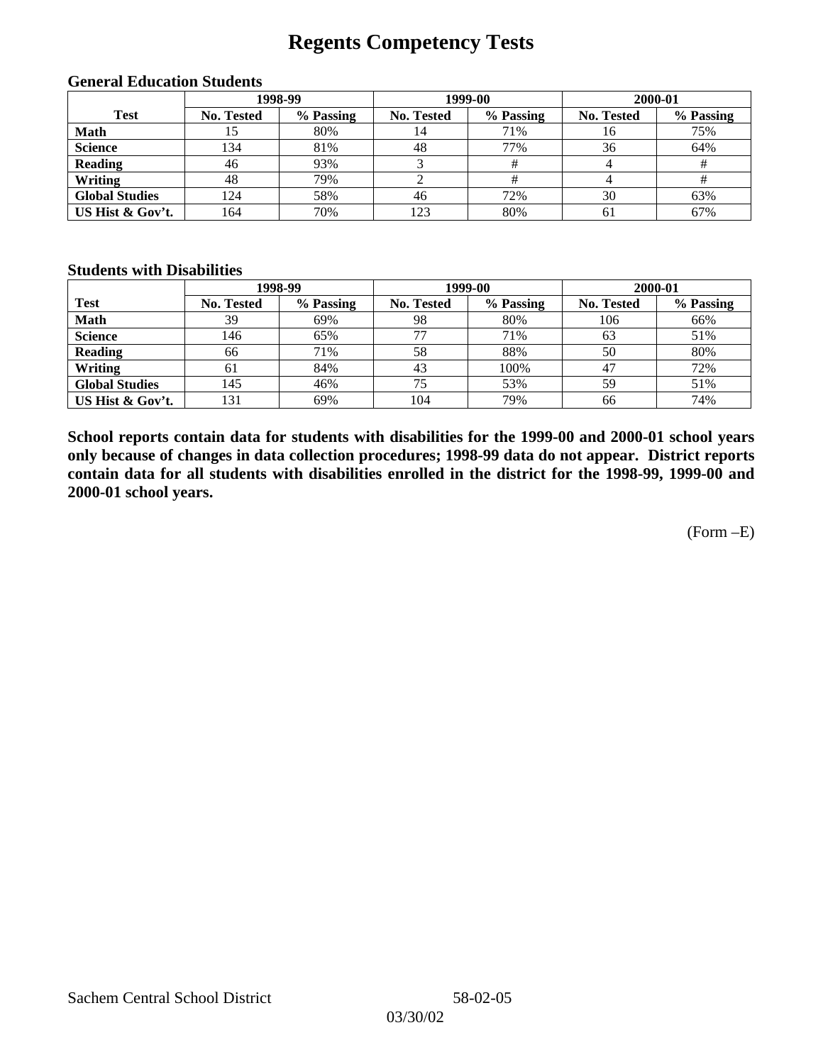# Regents Competency Tests

### General Education Students

| Test | 1998-99 | | 1999-00 | | 2000-01 | |
|---|---|---|---|---|---|---|
| | No. Tested | % Passing | No. Tested | % Passing | No. Tested | % Passing |
| **Math** | 15 | 80% | 14 | 71% | 16 | 75% |
| **Science** | 134 | 81% | 48 | 77% | 36 | 64% |
| **Reading** | 46 | 93% | 3 | # | 4 | # |
| **Writing** | 48 | 79% | 2 | # | 4 | # |
| **Global Studies** | 124 | 58% | 46 | 72% | 30 | 63% |
| **US Hist & Gov't.** | 164 | 70% | 123 | 80% | 61 | 67% |

### Students with Disabilities

| Test | 1998-99 | | 1999-00 | | 2000-01 | |
|---|---|---|---|---|---|---|
| | No. Tested | % Passing | No. Tested | % Passing | No. Tested | % Passing |
| **Math** | 39 | 69% | 98 | 80% | 106 | 66% |
| **Science** | 146 | 65% | 77 | 71% | 63 | 51% |
| **Reading** | 66 | 71% | 58 | 88% | 50 | 80% |
| **Writing** | 61 | 84% | 43 | 100% | 47 | 72% |
| **Global Studies** | 145 | 46% | 75 | 53% | 59 | 51% |
| **US Hist & Gov't.** | 131 | 69% | 104 | 79% | 66 | 74% |

**School reports contain data for students with disabilities for the 1999-00 and 2000-01 school years only because of changes in data collection procedures; 1998-99 data do not appear. District reports contain data for all students with disabilities enrolled in the district for the 1998-99, 1999-00 and 2000-01 school years.**

(Form –E)

Sachem Central School District 58-02-05

03/30/02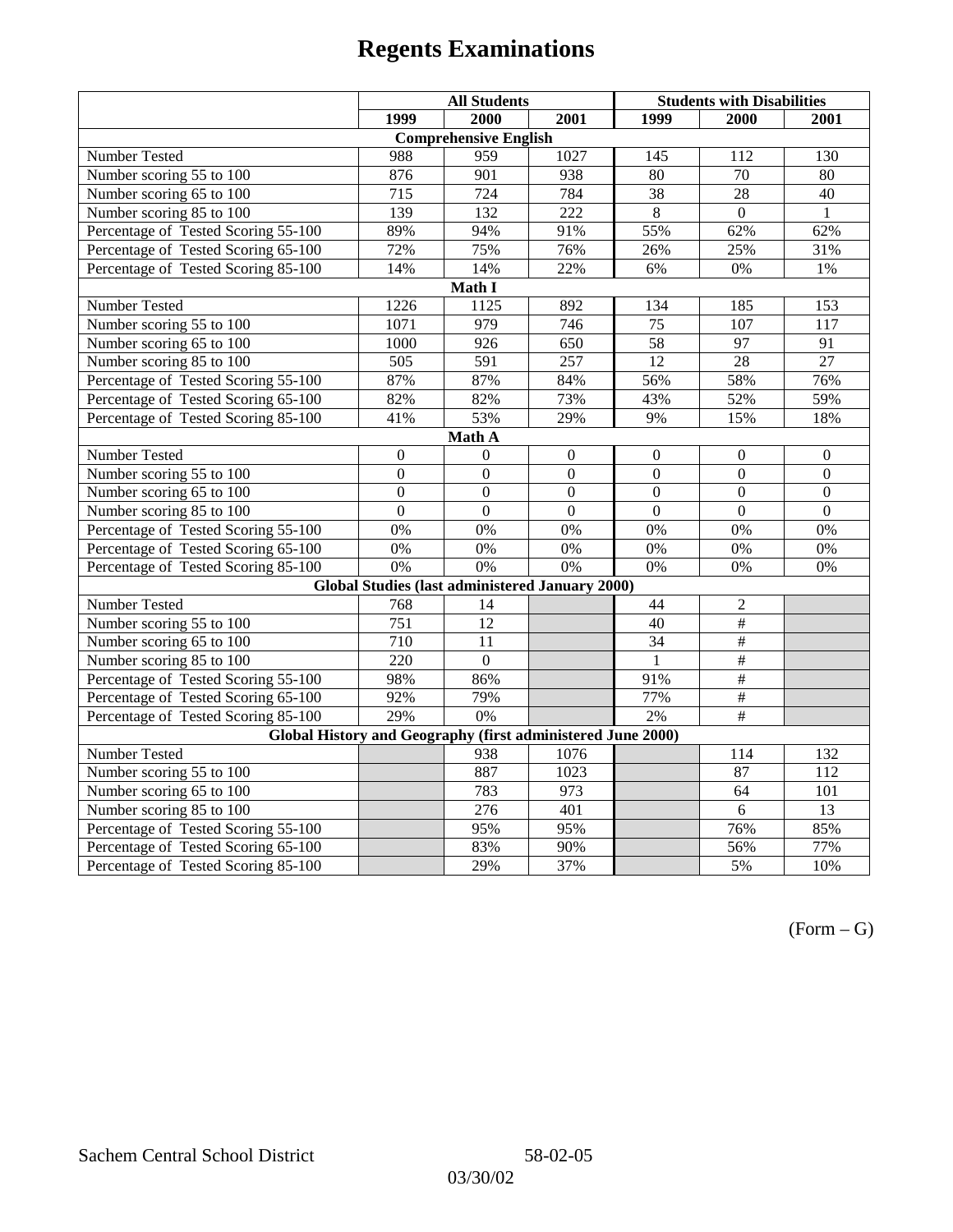# Regents Examinations

| | All Students | | | Students with Disabilities | | |
|---|---|---|---|---|---|---|
| | 1999 | 2000 | 2001 | 1999 | 2000 | 2001 |
| **Comprehensive English** | | | | | | |
| Number Tested | 988 | 959 | 1027 | 145 | 112 | 130 |
| Number scoring 55 to 100 | 876 | 901 | 938 | 80 | 70 | 80 |
| Number scoring 65 to 100 | 715 | 724 | 784 | 38 | 28 | 40 |
| Number scoring 85 to 100 | 139 | 132 | 222 | 8 | 0 | 1 |
| Percentage of Tested Scoring 55-100 | 89% | 94% | 91% | 55% | 62% | 62% |
| Percentage of Tested Scoring 65-100 | 72% | 75% | 76% | 26% | 25% | 31% |
| Percentage of Tested Scoring 85-100 | 14% | 14% | 22% | 6% | 0% | 1% |
| **Math I** | | | | | | |
| Number Tested | 1226 | 1125 | 892 | 134 | 185 | 153 |
| Number scoring 55 to 100 | 1071 | 979 | 746 | 75 | 107 | 117 |
| Number scoring 65 to 100 | 1000 | 926 | 650 | 58 | 97 | 91 |
| Number scoring 85 to 100 | 505 | 591 | 257 | 12 | 28 | 27 |
| Percentage of Tested Scoring 55-100 | 87% | 87% | 84% | 56% | 58% | 76% |
| Percentage of Tested Scoring 65-100 | 82% | 82% | 73% | 43% | 52% | 59% |
| Percentage of Tested Scoring 85-100 | 41% | 53% | 29% | 9% | 15% | 18% |
| **Math A** | | | | | | |
| Number Tested | 0 | 0 | 0 | 0 | 0 | 0 |
| Number scoring 55 to 100 | 0 | 0 | 0 | 0 | 0 | 0 |
| Number scoring 65 to 100 | 0 | 0 | 0 | 0 | 0 | 0 |
| Number scoring 85 to 100 | 0 | 0 | 0 | 0 | 0 | 0 |
| Percentage of Tested Scoring 55-100 | 0% | 0% | 0% | 0% | 0% | 0% |
| Percentage of Tested Scoring 65-100 | 0% | 0% | 0% | 0% | 0% | 0% |
| Percentage of Tested Scoring 85-100 | 0% | 0% | 0% | 0% | 0% | 0% |
| **Global Studies (last administered January 2000)** | | | | | | |
| Number Tested | 768 | 14 | | 44 | 2 | |
| Number scoring 55 to 100 | 751 | 12 | | 40 | # | |
| Number scoring 65 to 100 | 710 | 11 | | 34 | # | |
| Number scoring 85 to 100 | 220 | 0 | | 1 | # | |
| Percentage of Tested Scoring 55-100 | 98% | 86% | | 91% | # | |
| Percentage of Tested Scoring 65-100 | 92% | 79% | | 77% | # | |
| Percentage of Tested Scoring 85-100 | 29% | 0% | | 2% | # | |
| **Global History and Geography (first administered June 2000)** | | | | | | |
| Number Tested | | 938 | 1076 | | 114 | 132 |
| Number scoring 55 to 100 | | 887 | 1023 | | 87 | 112 |
| Number scoring 65 to 100 | | 783 | 973 | | 64 | 101 |
| Number scoring 85 to 100 | | 276 | 401 | | 6 | 13 |
| Percentage of Tested Scoring 55-100 | | 95% | 95% | | 76% | 85% |
| Percentage of Tested Scoring 65-100 | | 83% | 90% | | 56% | 77% |
| Percentage of Tested Scoring 85-100 | | 29% | 37% | | 5% | 10% |

(Form – G)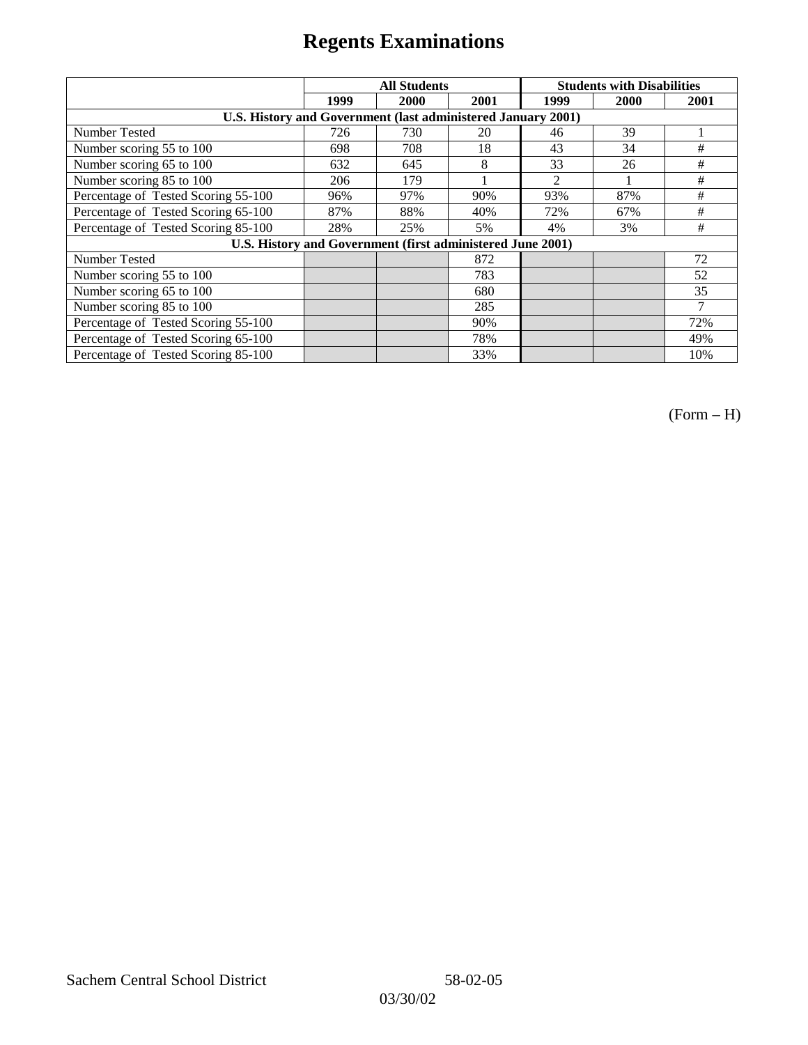# Regents Examinations

| | All Students | | | Students with Disabilities | | |
|---|---|---|---|---|---|---|
| | 1999 | 2000 | 2001 | 1999 | 2000 | 2001 |
| **U.S. History and Government (last administered January 2001)** | | | | | | |
| Number Tested | 726 | 730 | 20 | 46 | 39 | 1 |
| Number scoring 55 to 100 | 698 | 708 | 18 | 43 | 34 | # |
| Number scoring 65 to 100 | 632 | 645 | 8 | 33 | 26 | # |
| Number scoring 85 to 100 | 206 | 179 | 1 | 2 | 1 | # |
| Percentage of Tested Scoring 55-100 | 96% | 97% | 90% | 93% | 87% | # |
| Percentage of Tested Scoring 65-100 | 87% | 88% | 40% | 72% | 67% | # |
| Percentage of Tested Scoring 85-100 | 28% | 25% | 5% | 4% | 3% | # |
| **U.S. History and Government (first administered June 2001)** | | | | | | |
| Number Tested | | | 872 | | | 72 |
| Number scoring 55 to 100 | | | 783 | | | 52 |
| Number scoring 65 to 100 | | | 680 | | | 35 |
| Number scoring 85 to 100 | | | 285 | | | 7 |
| Percentage of Tested Scoring 55-100 | | | 90% | | | 72% |
| Percentage of Tested Scoring 65-100 | | | 78% | | | 49% |
| Percentage of Tested Scoring 85-100 | | | 33% | | | 10% |

(Form – H)

Sachem Central School District 58-02-05

03/30/02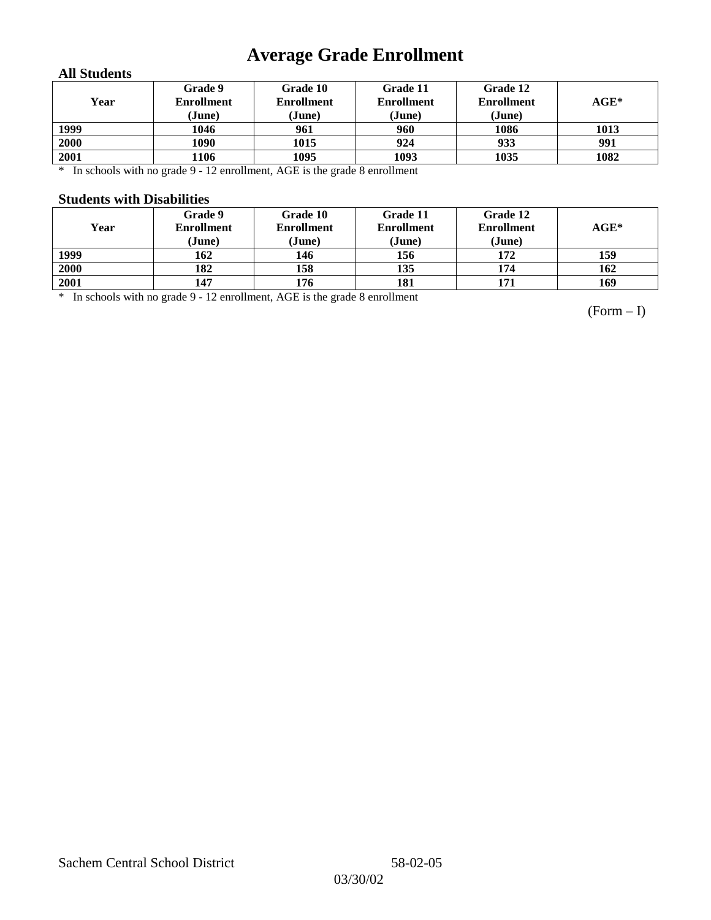# Average Grade Enrollment

### All Students

| Year | Grade 9 Enrollment (June) | Grade 10 Enrollment (June) | Grade 11 Enrollment (June) | Grade 12 Enrollment (June) | AGE* |
|---|---|---|---|---|---|
| 1999 | 1046 | 961 | 960 | 1086 | 1013 |
| 2000 | 1090 | 1015 | 924 | 933 | 991 |
| 2001 | 1106 | 1095 | 1093 | 1035 | 1082 |

\* In schools with no grade 9 - 12 enrollment, AGE is the grade 8 enrollment

### Students with Disabilities

| Year | Grade 9 Enrollment (June) | Grade 10 Enrollment (June) | Grade 11 Enrollment (June) | Grade 12 Enrollment (June) | AGE* |
|---|---|---|---|---|---|
| 1999 | 162 | 146 | 156 | 172 | 159 |
| 2000 | 182 | 158 | 135 | 174 | 162 |
| 2001 | 147 | 176 | 181 | 171 | 169 |

\* In schools with no grade 9 - 12 enrollment, AGE is the grade 8 enrollment

(Form – I)

Sachem Central School District 58-02-05

03/30/02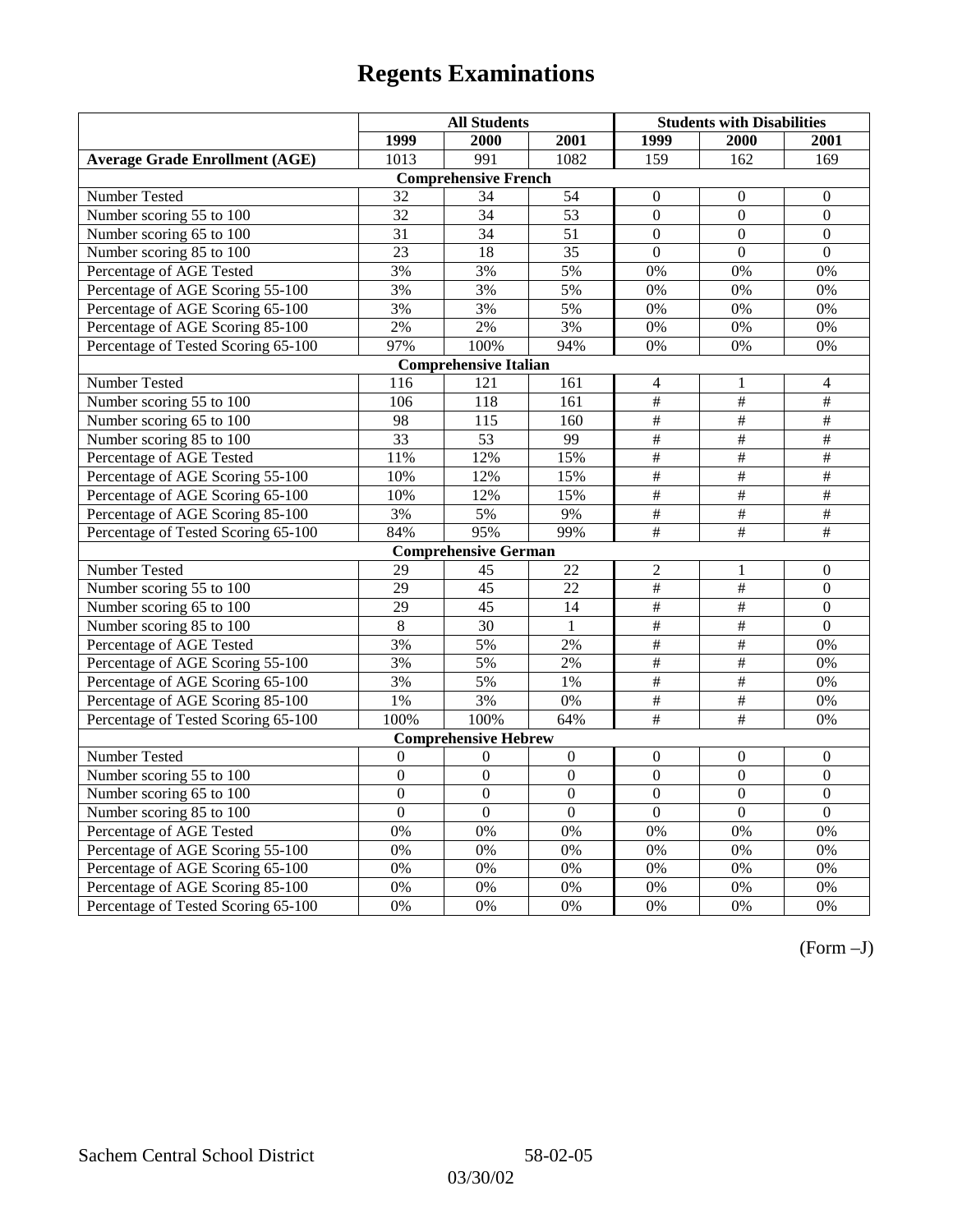# Regents Examinations

| | All Students | | | Students with Disabilities | | |
|---|---|---|---|---|---|---|
| | 1999 | 2000 | 2001 | 1999 | 2000 | 2001 |
| **Average Grade Enrollment (AGE)** | 1013 | 991 | 1082 | 159 | 162 | 169 |
| **Comprehensive French** | | | | | | |
| Number Tested | 32 | 34 | 54 | 0 | 0 | 0 |
| Number scoring 55 to 100 | 32 | 34 | 53 | 0 | 0 | 0 |
| Number scoring 65 to 100 | 31 | 34 | 51 | 0 | 0 | 0 |
| Number scoring 85 to 100 | 23 | 18 | 35 | 0 | 0 | 0 |
| Percentage of AGE Tested | 3% | 3% | 5% | 0% | 0% | 0% |
| Percentage of AGE Scoring 55-100 | 3% | 3% | 5% | 0% | 0% | 0% |
| Percentage of AGE Scoring 65-100 | 3% | 3% | 5% | 0% | 0% | 0% |
| Percentage of AGE Scoring 85-100 | 2% | 2% | 3% | 0% | 0% | 0% |
| Percentage of Tested Scoring 65-100 | 97% | 100% | 94% | 0% | 0% | 0% |
| **Comprehensive Italian** | | | | | | |
| Number Tested | 116 | 121 | 161 | 4 | 1 | 4 |
| Number scoring 55 to 100 | 106 | 118 | 161 | # | # | # |
| Number scoring 65 to 100 | 98 | 115 | 160 | # | # | # |
| Number scoring 85 to 100 | 33 | 53 | 99 | # | # | # |
| Percentage of AGE Tested | 11% | 12% | 15% | # | # | # |
| Percentage of AGE Scoring 55-100 | 10% | 12% | 15% | # | # | # |
| Percentage of AGE Scoring 65-100 | 10% | 12% | 15% | # | # | # |
| Percentage of AGE Scoring 85-100 | 3% | 5% | 9% | # | # | # |
| Percentage of Tested Scoring 65-100 | 84% | 95% | 99% | # | # | # |
| **Comprehensive German** | | | | | | |
| Number Tested | 29 | 45 | 22 | 2 | 1 | 0 |
| Number scoring 55 to 100 | 29 | 45 | 22 | # | # | 0 |
| Number scoring 65 to 100 | 29 | 45 | 14 | # | # | 0 |
| Number scoring 85 to 100 | 8 | 30 | 1 | # | # | 0 |
| Percentage of AGE Tested | 3% | 5% | 2% | # | # | 0% |
| Percentage of AGE Scoring 55-100 | 3% | 5% | 2% | # | # | 0% |
| Percentage of AGE Scoring 65-100 | 3% | 5% | 1% | # | # | 0% |
| Percentage of AGE Scoring 85-100 | 1% | 3% | 0% | # | # | 0% |
| Percentage of Tested Scoring 65-100 | 100% | 100% | 64% | # | # | 0% |
| **Comprehensive Hebrew** | | | | | | |
| Number Tested | 0 | 0 | 0 | 0 | 0 | 0 |
| Number scoring 55 to 100 | 0 | 0 | 0 | 0 | 0 | 0 |
| Number scoring 65 to 100 | 0 | 0 | 0 | 0 | 0 | 0 |
| Number scoring 85 to 100 | 0 | 0 | 0 | 0 | 0 | 0 |
| Percentage of AGE Tested | 0% | 0% | 0% | 0% | 0% | 0% |
| Percentage of AGE Scoring 55-100 | 0% | 0% | 0% | 0% | 0% | 0% |
| Percentage of AGE Scoring 65-100 | 0% | 0% | 0% | 0% | 0% | 0% |
| Percentage of AGE Scoring 85-100 | 0% | 0% | 0% | 0% | 0% | 0% |
| Percentage of Tested Scoring 65-100 | 0% | 0% | 0% | 0% | 0% | 0% |

(Form –J)

Sachem Central School District 58-02-05

03/30/02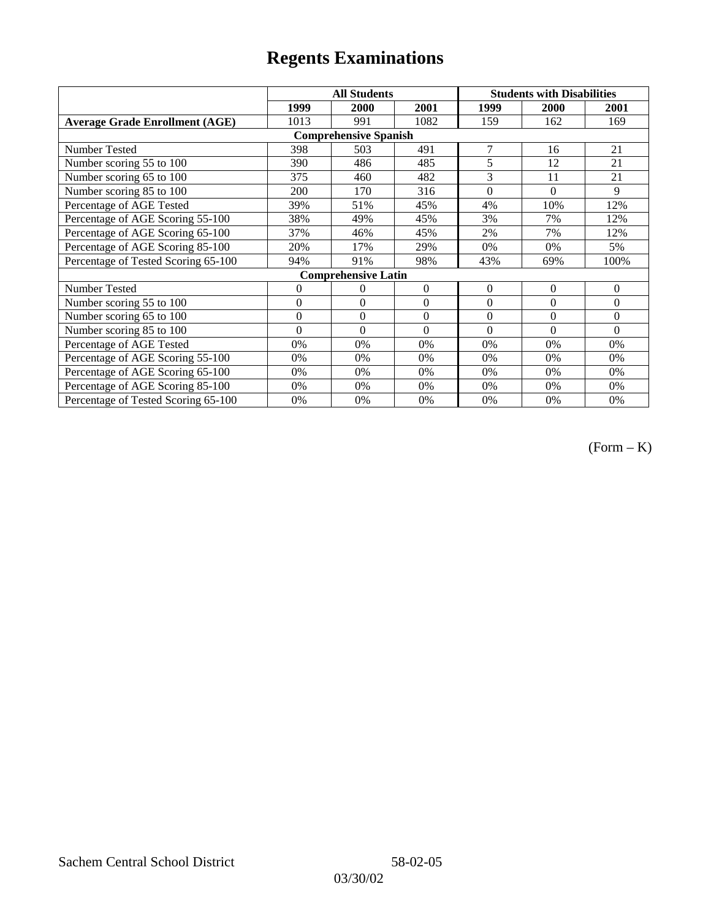# Regents Examinations

| | All Students | | | Students with Disabilities | | |
|---|---|---|---|---|---|---|
| | 1999 | 2000 | 2001 | 1999 | 2000 | 2001 |
| **Average Grade Enrollment (AGE)** | 1013 | 991 | 1082 | 159 | 162 | 169 |
| **Comprehensive Spanish** | | | | | | |
| Number Tested | 398 | 503 | 491 | 7 | 16 | 21 |
| Number scoring 55 to 100 | 390 | 486 | 485 | 5 | 12 | 21 |
| Number scoring 65 to 100 | 375 | 460 | 482 | 3 | 11 | 21 |
| Number scoring 85 to 100 | 200 | 170 | 316 | 0 | 0 | 9 |
| Percentage of AGE Tested | 39% | 51% | 45% | 4% | 10% | 12% |
| Percentage of AGE Scoring 55-100 | 38% | 49% | 45% | 3% | 7% | 12% |
| Percentage of AGE Scoring 65-100 | 37% | 46% | 45% | 2% | 7% | 12% |
| Percentage of AGE Scoring 85-100 | 20% | 17% | 29% | 0% | 0% | 5% |
| Percentage of Tested Scoring 65-100 | 94% | 91% | 98% | 43% | 69% | 100% |
| **Comprehensive Latin** | | | | | | |
| Number Tested | 0 | 0 | 0 | 0 | 0 | 0 |
| Number scoring 55 to 100 | 0 | 0 | 0 | 0 | 0 | 0 |
| Number scoring 65 to 100 | 0 | 0 | 0 | 0 | 0 | 0 |
| Number scoring 85 to 100 | 0 | 0 | 0 | 0 | 0 | 0 |
| Percentage of AGE Tested | 0% | 0% | 0% | 0% | 0% | 0% |
| Percentage of AGE Scoring 55-100 | 0% | 0% | 0% | 0% | 0% | 0% |
| Percentage of AGE Scoring 65-100 | 0% | 0% | 0% | 0% | 0% | 0% |
| Percentage of AGE Scoring 85-100 | 0% | 0% | 0% | 0% | 0% | 0% |
| Percentage of Tested Scoring 65-100 | 0% | 0% | 0% | 0% | 0% | 0% |

(Form – K)

Sachem Central School District 58-02-05

03/30/02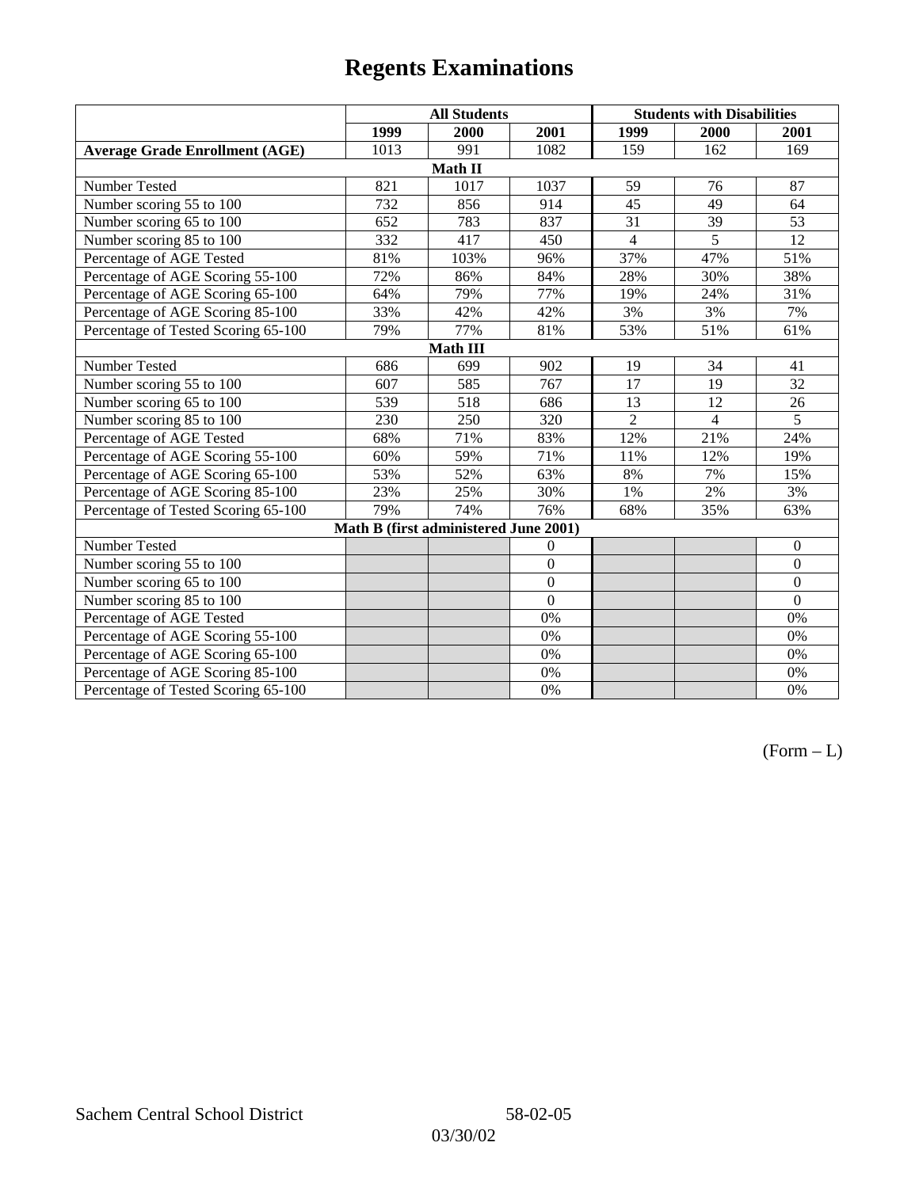# Regents Examinations

| | All Students | | | Students with Disabilities | | |
|---|---|---|---|---|---|---|
| | 1999 | 2000 | 2001 | 1999 | 2000 | 2001 |
| **Average Grade Enrollment (AGE)** | 1013 | 991 | 1082 | 159 | 162 | 169 |
| **Math II** | | | | | | |
| Number Tested | 821 | 1017 | 1037 | 59 | 76 | 87 |
| Number scoring 55 to 100 | 732 | 856 | 914 | 45 | 49 | 64 |
| Number scoring 65 to 100 | 652 | 783 | 837 | 31 | 39 | 53 |
| Number scoring 85 to 100 | 332 | 417 | 450 | 4 | 5 | 12 |
| Percentage of AGE Tested | 81% | 103% | 96% | 37% | 47% | 51% |
| Percentage of AGE Scoring 55-100 | 72% | 86% | 84% | 28% | 30% | 38% |
| Percentage of AGE Scoring 65-100 | 64% | 79% | 77% | 19% | 24% | 31% |
| Percentage of AGE Scoring 85-100 | 33% | 42% | 42% | 3% | 3% | 7% |
| Percentage of Tested Scoring 65-100 | 79% | 77% | 81% | 53% | 51% | 61% |
| **Math III** | | | | | | |
| Number Tested | 686 | 699 | 902 | 19 | 34 | 41 |
| Number scoring 55 to 100 | 607 | 585 | 767 | 17 | 19 | 32 |
| Number scoring 65 to 100 | 539 | 518 | 686 | 13 | 12 | 26 |
| Number scoring 85 to 100 | 230 | 250 | 320 | 2 | 4 | 5 |
| Percentage of AGE Tested | 68% | 71% | 83% | 12% | 21% | 24% |
| Percentage of AGE Scoring 55-100 | 60% | 59% | 71% | 11% | 12% | 19% |
| Percentage of AGE Scoring 65-100 | 53% | 52% | 63% | 8% | 7% | 15% |
| Percentage of AGE Scoring 85-100 | 23% | 25% | 30% | 1% | 2% | 3% |
| Percentage of Tested Scoring 65-100 | 79% | 74% | 76% | 68% | 35% | 63% |
| **Math B (first administered June 2001)** | | | | | | |
| Number Tested | | | 0 | | | 0 |
| Number scoring 55 to 100 | | | 0 | | | 0 |
| Number scoring 65 to 100 | | | 0 | | | 0 |
| Number scoring 85 to 100 | | | 0 | | | 0 |
| Percentage of AGE Tested | | | 0% | | | 0% |
| Percentage of AGE Scoring 55-100 | | | 0% | | | 0% |
| Percentage of AGE Scoring 65-100 | | | 0% | | | 0% |
| Percentage of AGE Scoring 85-100 | | | 0% | | | 0% |
| Percentage of Tested Scoring 65-100 | | | 0% | | | 0% |

(Form – L)

Sachem Central School District 58-02-05

03/30/02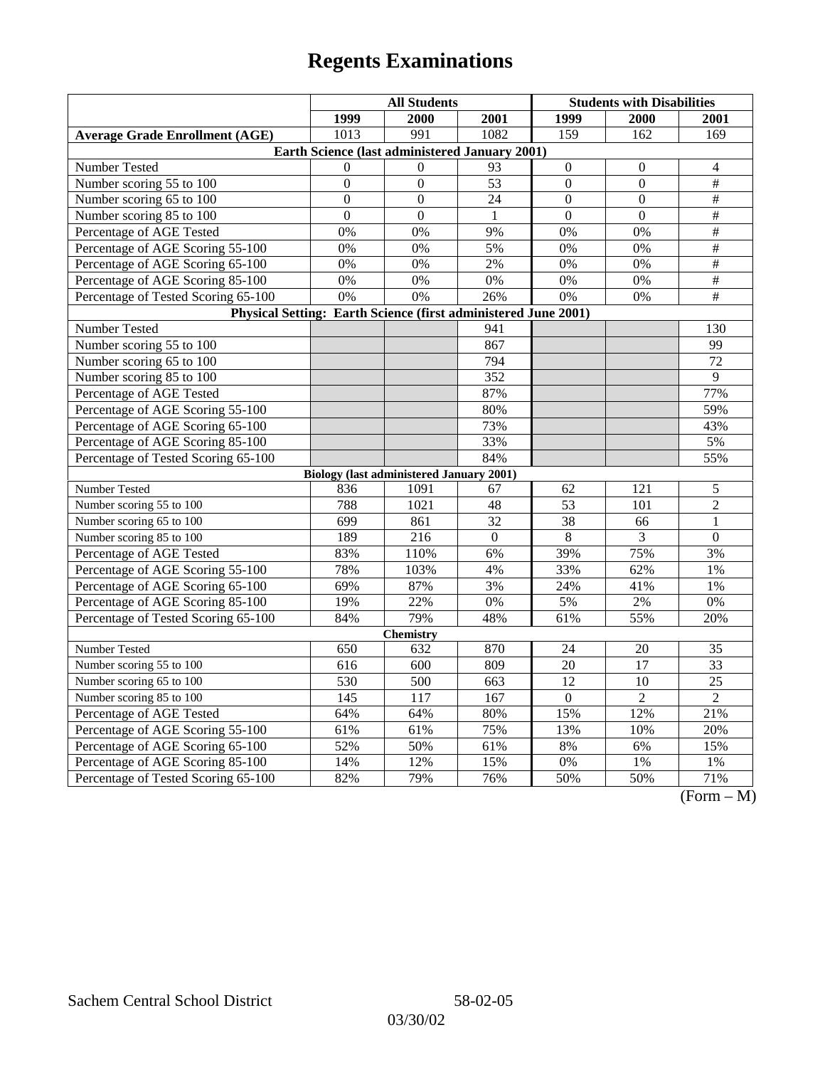# Regents Examinations

| | All Students | | | Students with Disabilities | | |
|---|---|---|---|---|---|---|
| | 1999 | 2000 | 2001 | 1999 | 2000 | 2001 |
| **Average Grade Enrollment (AGE)** | 1013 | 991 | 1082 | 159 | 162 | 169 |
| **Earth Science (last administered January 2001)** | | | | | | |
| Number Tested | 0 | 0 | 93 | 0 | 0 | 4 |
| Number scoring 55 to 100 | 0 | 0 | 53 | 0 | 0 | # |
| Number scoring 65 to 100 | 0 | 0 | 24 | 0 | 0 | # |
| Number scoring 85 to 100 | 0 | 0 | 1 | 0 | 0 | # |
| Percentage of AGE Tested | 0% | 0% | 9% | 0% | 0% | # |
| Percentage of AGE Scoring 55-100 | 0% | 0% | 5% | 0% | 0% | # |
| Percentage of AGE Scoring 65-100 | 0% | 0% | 2% | 0% | 0% | # |
| Percentage of AGE Scoring 85-100 | 0% | 0% | 0% | 0% | 0% | # |
| Percentage of Tested Scoring 65-100 | 0% | 0% | 26% | 0% | 0% | # |
| **Physical Setting: Earth Science (first administered June 2001)** | | | | | | |
| Number Tested | | | 941 | | | 130 |
| Number scoring 55 to 100 | | | 867 | | | 99 |
| Number scoring 65 to 100 | | | 794 | | | 72 |
| Number scoring 85 to 100 | | | 352 | | | 9 |
| Percentage of AGE Tested | | | 87% | | | 77% |
| Percentage of AGE Scoring 55-100 | | | 80% | | | 59% |
| Percentage of AGE Scoring 65-100 | | | 73% | | | 43% |
| Percentage of AGE Scoring 85-100 | | | 33% | | | 5% |
| Percentage of Tested Scoring 65-100 | | | 84% | | | 55% |
| **Biology (last administered January 2001)** | | | | | | |
| Number Tested | 836 | 1091 | 67 | 62 | 121 | 5 |
| Number scoring 55 to 100 | 788 | 1021 | 48 | 53 | 101 | 2 |
| Number scoring 65 to 100 | 699 | 861 | 32 | 38 | 66 | 1 |
| Number scoring 85 to 100 | 189 | 216 | 0 | 8 | 3 | 0 |
| Percentage of AGE Tested | 83% | 110% | 6% | 39% | 75% | 3% |
| Percentage of AGE Scoring 55-100 | 78% | 103% | 4% | 33% | 62% | 1% |
| Percentage of AGE Scoring 65-100 | 69% | 87% | 3% | 24% | 41% | 1% |
| Percentage of AGE Scoring 85-100 | 19% | 22% | 0% | 5% | 2% | 0% |
| Percentage of Tested Scoring 65-100 | 84% | 79% | 48% | 61% | 55% | 20% |
| **Chemistry** | | | | | | |
| Number Tested | 650 | 632 | 870 | 24 | 20 | 35 |
| Number scoring 55 to 100 | 616 | 600 | 809 | 20 | 17 | 33 |
| Number scoring 65 to 100 | 530 | 500 | 663 | 12 | 10 | 25 |
| Number scoring 85 to 100 | 145 | 117 | 167 | 0 | 2 | 2 |
| Percentage of AGE Tested | 64% | 64% | 80% | 15% | 12% | 21% |
| Percentage of AGE Scoring 55-100 | 61% | 61% | 75% | 13% | 10% | 20% |
| Percentage of AGE Scoring 65-100 | 52% | 50% | 61% | 8% | 6% | 15% |
| Percentage of AGE Scoring 85-100 | 14% | 12% | 15% | 0% | 1% | 1% |
| Percentage of Tested Scoring 65-100 | 82% | 79% | 76% | 50% | 50% | 71% |

(Form – M)

Sachem Central School District 58-02-05

03/30/02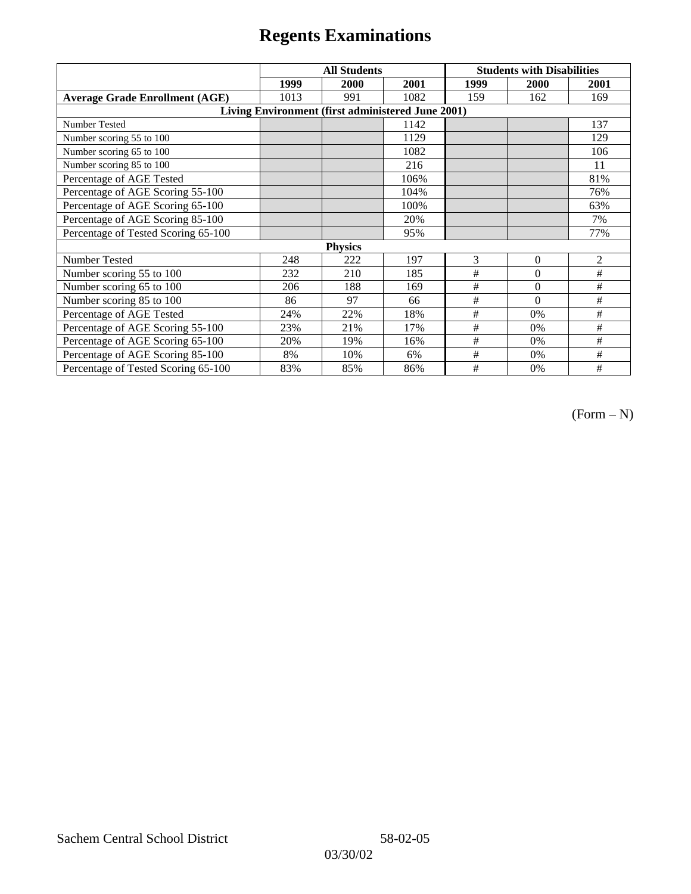# Regents Examinations

| | All Students | | | Students with Disabilities | | |
|---|---|---|---|---|---|---|
| | 1999 | 2000 | 2001 | 1999 | 2000 | 2001 |
| **Average Grade Enrollment (AGE)** | 1013 | 991 | 1082 | 159 | 162 | 169 |
| **Living Environment (first administered June 2001)** | | | | | | |
| Number Tested | | | 1142 | | | 137 |
| Number scoring 55 to 100 | | | 1129 | | | 129 |
| Number scoring 65 to 100 | | | 1082 | | | 106 |
| Number scoring 85 to 100 | | | 216 | | | 11 |
| Percentage of AGE Tested | | | 106% | | | 81% |
| Percentage of AGE Scoring 55-100 | | | 104% | | | 76% |
| Percentage of AGE Scoring 65-100 | | | 100% | | | 63% |
| Percentage of AGE Scoring 85-100 | | | 20% | | | 7% |
| Percentage of Tested Scoring 65-100 | | | 95% | | | 77% |
| **Physics** | | | | | | |
| Number Tested | 248 | 222 | 197 | 3 | 0 | 2 |
| Number scoring 55 to 100 | 232 | 210 | 185 | # | 0 | # |
| Number scoring 65 to 100 | 206 | 188 | 169 | # | 0 | # |
| Number scoring 85 to 100 | 86 | 97 | 66 | # | 0 | # |
| Percentage of AGE Tested | 24% | 22% | 18% | # | 0% | # |
| Percentage of AGE Scoring 55-100 | 23% | 21% | 17% | # | 0% | # |
| Percentage of AGE Scoring 65-100 | 20% | 19% | 16% | # | 0% | # |
| Percentage of AGE Scoring 85-100 | 8% | 10% | 6% | # | 0% | # |
| Percentage of Tested Scoring 65-100 | 83% | 85% | 86% | # | 0% | # |

(Form – N)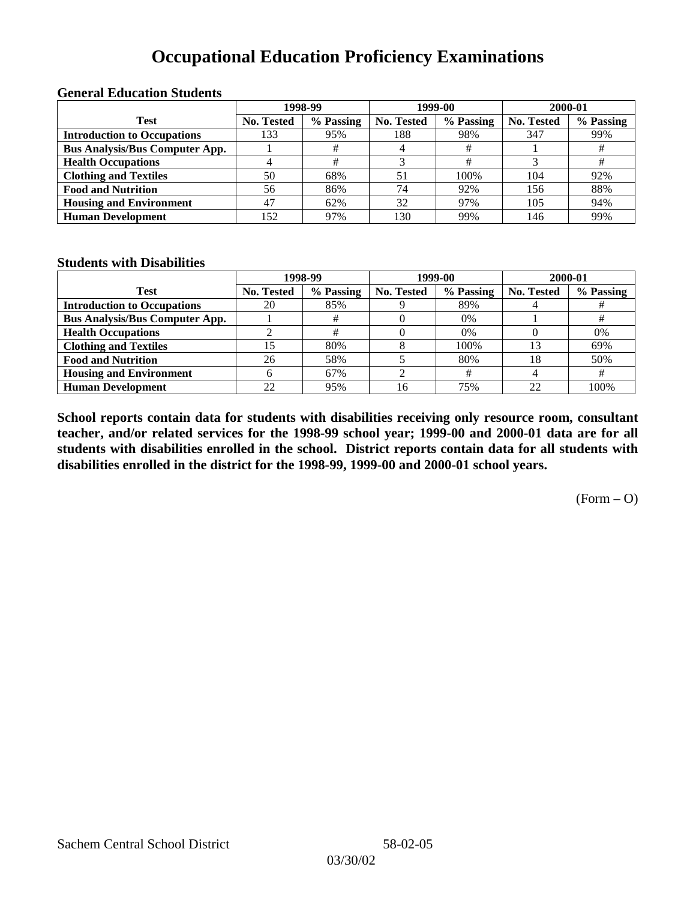# Occupational Education Proficiency Examinations

### General Education Students

| Test | 1998-99 | | 1999-00 | | 2000-01 | |
|---|---|---|---|---|---|---|
| | No. Tested | % Passing | No. Tested | % Passing | No. Tested | % Passing |
| **Introduction to Occupations** | 133 | 95% | 188 | 98% | 347 | 99% |
| **Bus Analysis/Bus Computer App.** | 1 | # | 4 | # | 1 | # |
| **Health Occupations** | 4 | # | 3 | # | 3 | # |
| **Clothing and Textiles** | 50 | 68% | 51 | 100% | 104 | 92% |
| **Food and Nutrition** | 56 | 86% | 74 | 92% | 156 | 88% |
| **Housing and Environment** | 47 | 62% | 32 | 97% | 105 | 94% |
| **Human Development** | 152 | 97% | 130 | 99% | 146 | 99% |

### Students with Disabilities

| Test | 1998-99 | | 1999-00 | | 2000-01 | |
|---|---|---|---|---|---|---|
| | No. Tested | % Passing | No. Tested | % Passing | No. Tested | % Passing |
| **Introduction to Occupations** | 20 | 85% | 9 | 89% | 4 | # |
| **Bus Analysis/Bus Computer App.** | 1 | # | 0 | 0% | 1 | # |
| **Health Occupations** | 2 | # | 0 | 0% | 0 | 0% |
| **Clothing and Textiles** | 15 | 80% | 8 | 100% | 13 | 69% |
| **Food and Nutrition** | 26 | 58% | 5 | 80% | 18 | 50% |
| **Housing and Environment** | 6 | 67% | 2 | # | 4 | # |
| **Human Development** | 22 | 95% | 16 | 75% | 22 | 100% |

**School reports contain data for students with disabilities receiving only resource room, consultant teacher, and/or related services for the 1998-99 school year; 1999-00 and 2000-01 data are for all students with disabilities enrolled in the school. District reports contain data for all students with disabilities enrolled in the district for the 1998-99, 1999-00 and 2000-01 school years.**

(Form – O)